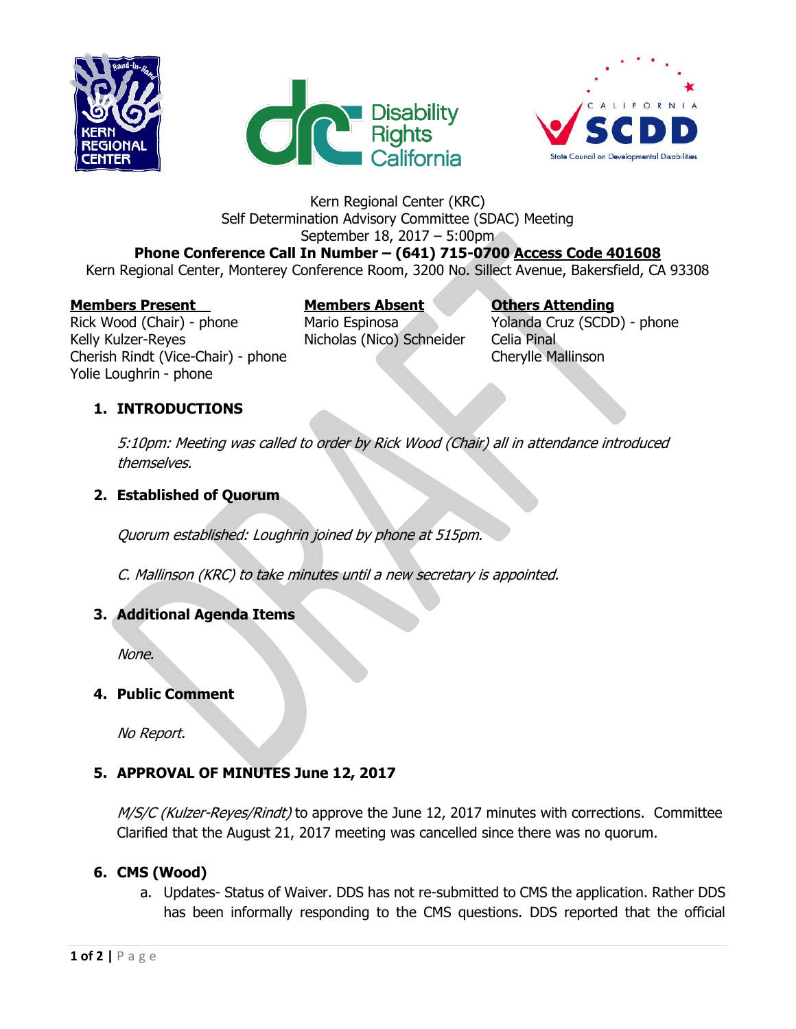Kern Regional Center (KRC)
Self Determination Advisory Committee (SDAC) Meeting
September 18, 2017 – 5:00pm

**Phone Conference Call In Number – (641) 715-0700 Access Code 401608**

Kern Regional Center, Monterey Conference Room, 3200 No. Sillect Avenue, Bakersfield, CA 93308

| **Members Present** | **Members Absent** | **Others Attending** |
|---|---|---|
| Rick Wood (Chair) - phone | Mario Espinosa | Yolanda Cruz (SCDD) - phone |
| Kelly Kulzer-Reyes | Nicholas (Nico) Schneider | Celia Pinal |
| Cherish Rindt (Vice-Chair) - phone | | Cherylle Mallinson |
| Yolie Loughrin - phone | | |

## 1. INTRODUCTIONS

*5:10pm: Meeting was called to order by Rick Wood (Chair) all in attendance introduced themselves.*

## 2. Established of Quorum

*Quorum established: Loughrin joined by phone at 515pm.*

*C. Mallinson (KRC) to take minutes until a new secretary is appointed.*

## 3. Additional Agenda Items

*None.*

## 4. Public Comment

*No Report.*

## 5. APPROVAL OF MINUTES June 12, 2017

*M/S/C (Kulzer-Reyes/Rindt)* to approve the June 12, 2017 minutes with corrections. Committee Clarified that the August 21, 2017 meeting was cancelled since there was no quorum.

## 6. CMS (Wood)

a. Updates- Status of Waiver. DDS has not re-submitted to CMS the application. Rather DDS has been informally responding to the CMS questions. DDS reported that the official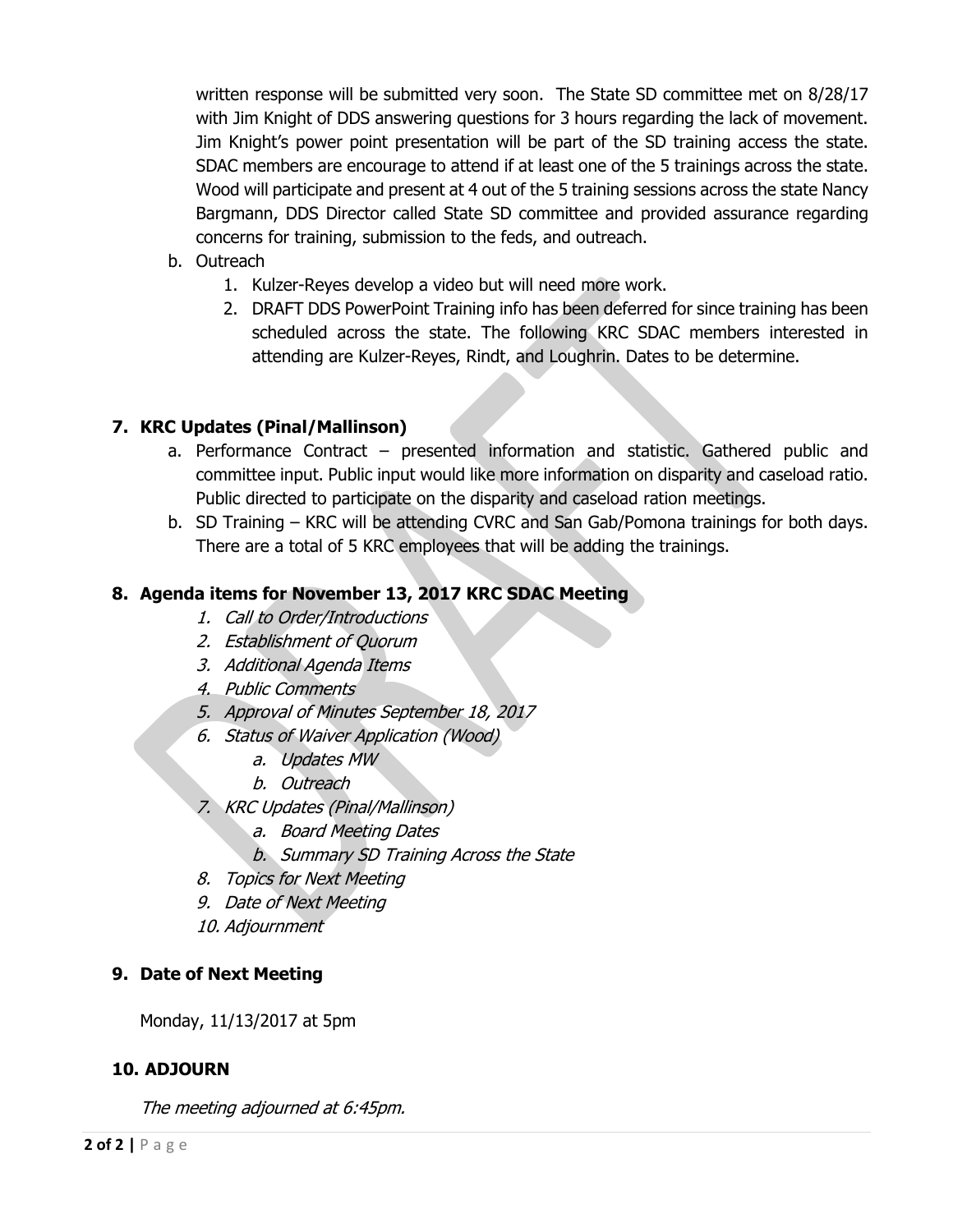written response will be submitted very soon. The State SD committee met on 8/28/17 with Jim Knight of DDS answering questions for 3 hours regarding the lack of movement. Jim Knight's power point presentation will be part of the SD training access the state. SDAC members are encourage to attend if at least one of the 5 trainings across the state. Wood will participate and present at 4 out of the 5 training sessions across the state Nancy Bargmann, DDS Director called State SD committee and provided assurance regarding concerns for training, submission to the feds, and outreach.

b. Outreach
   1. Kulzer-Reyes develop a video but will need more work.
   2. DRAFT DDS PowerPoint Training info has been deferred for since training has been scheduled across the state. The following KRC SDAC members interested in attending are Kulzer-Reyes, Rindt, and Loughrin. Dates to be determine.

## 7. KRC Updates (Pinal/Mallinson)

a. Performance Contract – presented information and statistic. Gathered public and committee input. Public input would like more information on disparity and caseload ratio. Public directed to participate on the disparity and caseload ration meetings.

b. SD Training – KRC will be attending CVRC and San Gab/Pomona trainings for both days. There are a total of 5 KRC employees that will be adding the trainings.

## 8. Agenda items for November 13, 2017 KRC SDAC Meeting

1. *Call to Order/Introductions*
2. *Establishment of Quorum*
3. *Additional Agenda Items*
4. *Public Comments*
5. *Approval of Minutes September 18, 2017*
6. *Status of Waiver Application (Wood)*
   a. *Updates MW*
   b. *Outreach*
7. *KRC Updates (Pinal/Mallinson)*
   a. *Board Meeting Dates*
   b. *Summary SD Training Across the State*
8. *Topics for Next Meeting*
9. *Date of Next Meeting*
10. *Adjournment*

## 9. Date of Next Meeting

Monday, 11/13/2017 at 5pm

## 10. ADJOURN

*The meeting adjourned at 6:45pm.*